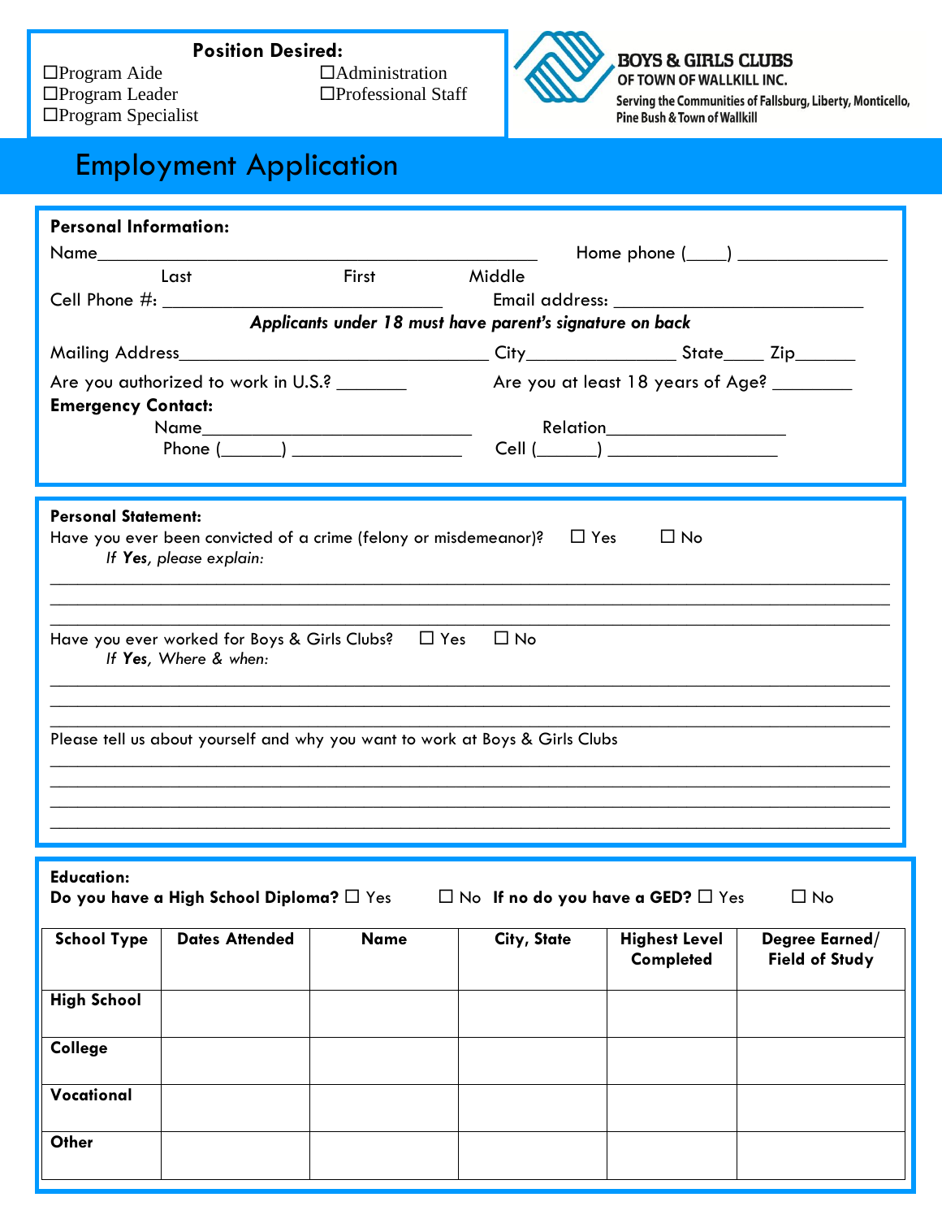**Position Desired:**

☐Program Aide ☐Administration
☐Program Leader ☐Professional Staff
☐Program Specialist

**BOYS & GIRLS CLUBS**
**OF TOWN OF WALLKILL INC.**
Serving the Communities of Fallsburg, Liberty, Monticello, Pine Bush & Town of Wallkill

# Employment Application

**Personal Information:**

Name_______________________________________________ Home phone (____) ________________
Last First Middle

Cell Phone #: ______________________________ Email address: ___________________________

***Applicants under 18 must have parent's signature on back***

Mailing Address________________________________ City________________ State____ Zip______

Are you authorized to work in U.S.? _______ Are you at least 18 years of Age? ________

**Emergency Contact:**

Name____________________________ Relation___________________

Phone (______) __________________ Cell (______) __________________

**Personal Statement:**

Have you ever been convicted of a crime (felony or misdemeanor)? ☐ Yes ☐ No

*If **Yes**, please explain:*

______________________________________________________________________________

______________________________________________________________________________

______________________________________________________________________________

Have you ever worked for Boys & Girls Clubs? ☐ Yes ☐ No

*If **Yes**, Where & when:*

______________________________________________________________________________

______________________________________________________________________________

______________________________________________________________________________

Please tell us about yourself and why you want to work at Boys & Girls Clubs

______________________________________________________________________________

______________________________________________________________________________

______________________________________________________________________________

______________________________________________________________________________

**Education:**

**Do you have a High School Diploma?** ☐ Yes ☐ No **If no do you have a GED?** ☐ Yes ☐ No

| School Type | Dates Attended | Name | City, State | Highest Level Completed | Degree Earned/ Field of Study |
|---|---|---|---|---|---|
| **High School** | | | | | |
| **College** | | | | | |
| **Vocational** | | | | | |
| **Other** | | | | | |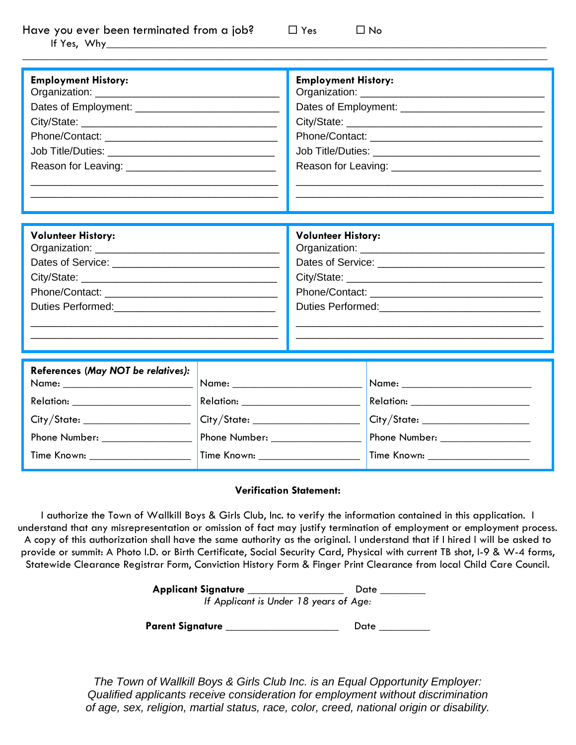Have you ever been terminated from a job? ☐ Yes ☐ No

If Yes, Why________________________________________________________________________________

_______________________________________________________________________________________

| | |
|---|---|
| **Employment History:** | **Employment History:** |
| Organization: ______________________________ | Organization: ______________________________ |
| Dates of Employment: ______________________ | Dates of Employment: ______________________ |
| City/State: ________________________________ | City/State: ________________________________ |
| Phone/Contact: _____________________________ | Phone/Contact: _____________________________ |
| Job Title/Duties: ___________________________ | Job Title/Duties: ___________________________ |
| Reason for Leaving: _________________________ | Reason for Leaving: _________________________ |
| ____________________________________________ | ____________________________________________ |
| ____________________________________________ | ____________________________________________ |

| | |
|---|---|
| **Volunteer History:** | **Volunteer History:** |
| Organization: ______________________________ | Organization: ______________________________ |
| Dates of Service: ___________________________ | Dates of Service: ___________________________ |
| City/State: ________________________________ | City/State: ________________________________ |
| Phone/Contact: _____________________________ | Phone/Contact: _____________________________ |
| Duties Performed:___________________________ | Duties Performed:___________________________ |
| ____________________________________________ | ____________________________________________ |
| ____________________________________________ | ____________________________________________ |

| | | |
|---|---|---|
| **References (*May NOT be relatives*):** | | |
| Name: ______________________ | Name: ______________________ | Name: ______________________ |
| Relation: ____________________ | Relation: ____________________ | Relation: ____________________ |
| City/State: __________________ | City/State: __________________ | City/State: __________________ |
| Phone Number: _______________ | Phone Number: _______________ | Phone Number: _______________ |
| Time Known: _________________ | Time Known: _________________ | Time Known: _________________ |

**Verification Statement:**

I authorize the Town of Wallkill Boys & Girls Club, Inc. to verify the information contained in this application. I understand that any misrepresentation or omission of fact may justify termination of employment or employment process. A copy of this authorization shall have the same authority as the original. I understand that if I hired I will be asked to provide or summit: A Photo I.D. or Birth Certificate, Social Security Card, Physical with current TB shot, I-9 & W-4 forms, Statewide Clearance Registrar Form, Conviction History Form & Finger Print Clearance from local Child Care Council.

**Applicant Signature** _________________ Date ________

*If Applicant is Under 18 years of Age:*

**Parent Signature** ____________________ Date _________

*The Town of Wallkill Boys & Girls Club Inc. is an Equal Opportunity Employer: Qualified applicants receive consideration for employment without discrimination of age, sex, religion, martial status, race, color, creed, national origin or disability.*